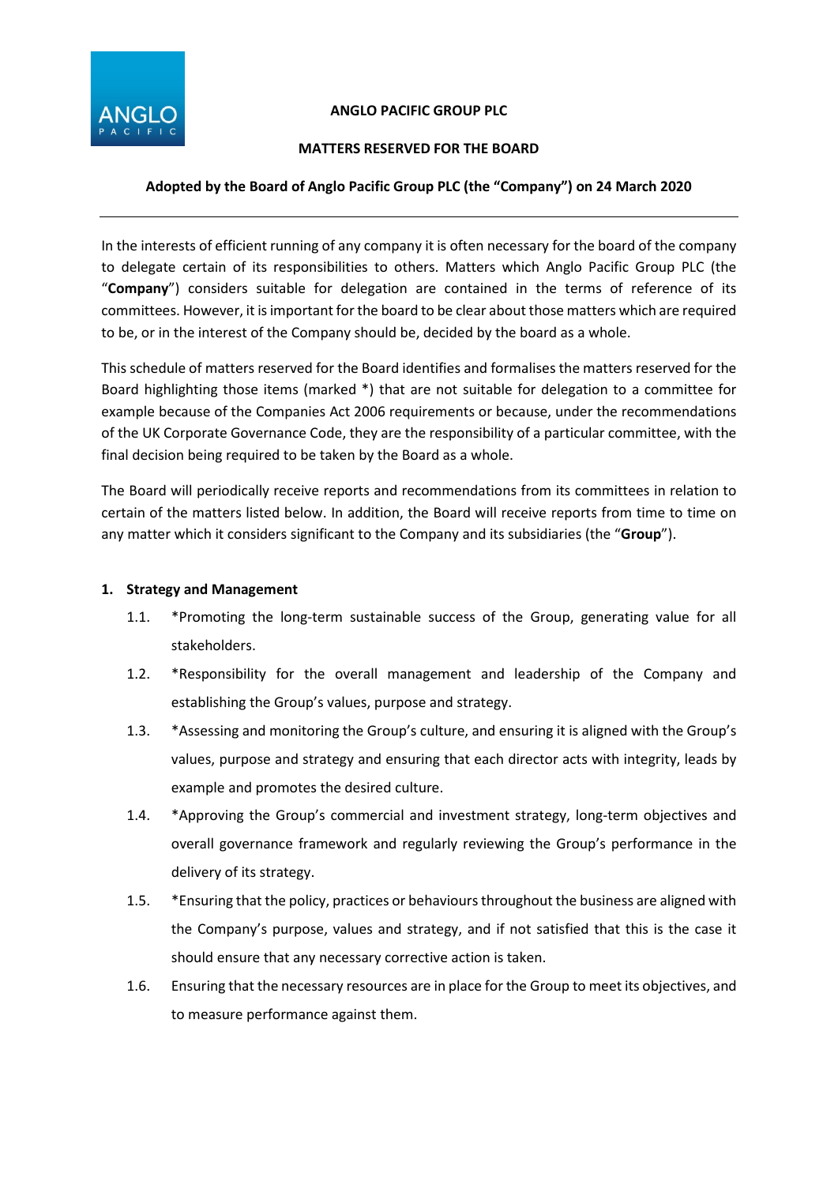# ANGLO PACIFIC GROUP PLC

## MATTERS RESERVED FOR THE BOARD

**Adopted by the Board of Anglo Pacific Group PLC (the "Company") on 24 March 2020**

---

In the interests of efficient running of any company it is often necessary for the board of the company to delegate certain of its responsibilities to others. Matters which Anglo Pacific Group PLC (the "**Company**") considers suitable for delegation are contained in the terms of reference of its committees. However, it is important for the board to be clear about those matters which are required to be, or in the interest of the Company should be, decided by the board as a whole.

This schedule of matters reserved for the Board identifies and formalises the matters reserved for the Board highlighting those items (marked *) that are not suitable for delegation to a committee for example because of the Companies Act 2006 requirements or because, under the recommendations of the UK Corporate Governance Code, they are the responsibility of a particular committee, with the final decision being required to be taken by the Board as a whole.

The Board will periodically receive reports and recommendations from its committees in relation to certain of the matters listed below. In addition, the Board will receive reports from time to time on any matter which it considers significant to the Company and its subsidiaries (the "**Group**").

### 1. Strategy and Management

1.1. *Promoting the long-term sustainable success of the Group, generating value for all stakeholders.

1.2. *Responsibility for the overall management and leadership of the Company and establishing the Group's values, purpose and strategy.

1.3. *Assessing and monitoring the Group's culture, and ensuring it is aligned with the Group's values, purpose and strategy and ensuring that each director acts with integrity, leads by example and promotes the desired culture.

1.4. *Approving the Group's commercial and investment strategy, long-term objectives and overall governance framework and regularly reviewing the Group's performance in the delivery of its strategy.

1.5. *Ensuring that the policy, practices or behaviours throughout the business are aligned with the Company's purpose, values and strategy, and if not satisfied that this is the case it should ensure that any necessary corrective action is taken.

1.6. Ensuring that the necessary resources are in place for the Group to meet its objectives, and to measure performance against them.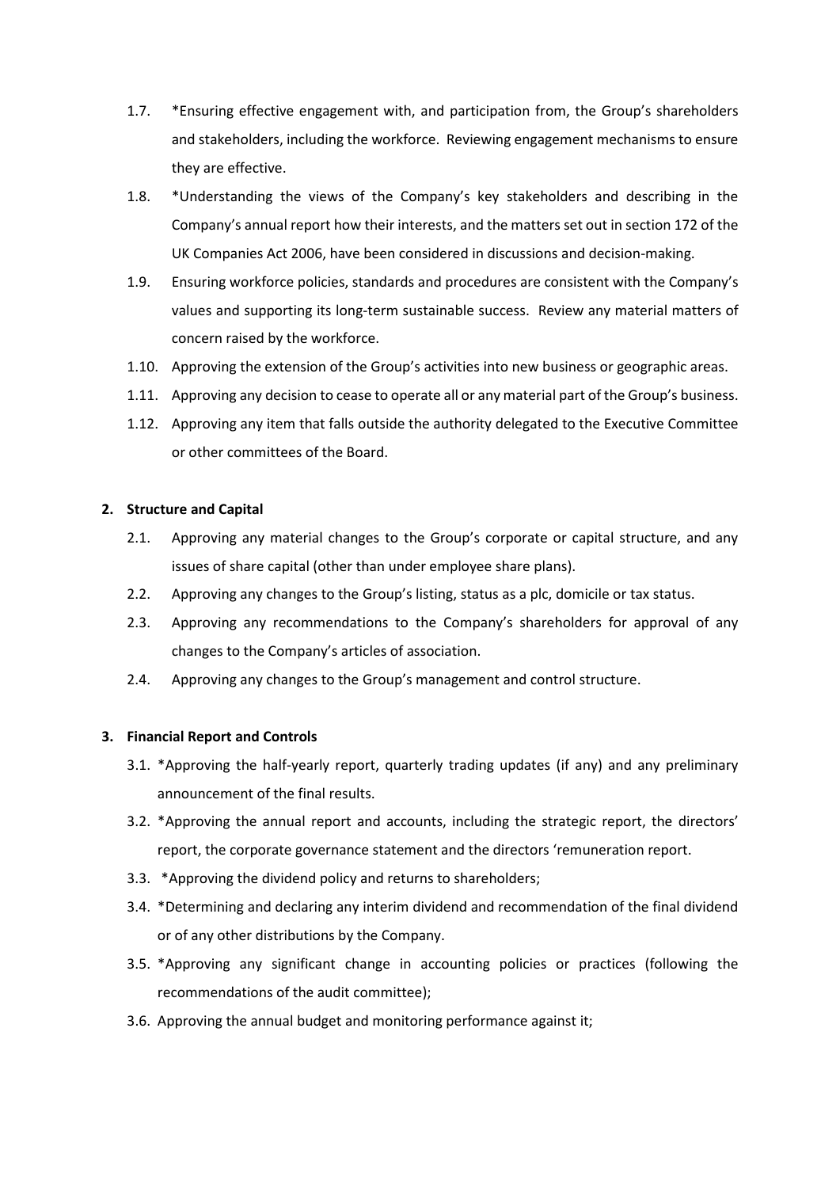1.7. *Ensuring effective engagement with, and participation from, the Group's shareholders and stakeholders, including the workforce. Reviewing engagement mechanisms to ensure they are effective.

1.8. *Understanding the views of the Company's key stakeholders and describing in the Company's annual report how their interests, and the matters set out in section 172 of the UK Companies Act 2006, have been considered in discussions and decision-making.

1.9. Ensuring workforce policies, standards and procedures are consistent with the Company's values and supporting its long-term sustainable success. Review any material matters of concern raised by the workforce.

1.10. Approving the extension of the Group's activities into new business or geographic areas.

1.11. Approving any decision to cease to operate all or any material part of the Group's business.

1.12. Approving any item that falls outside the authority delegated to the Executive Committee or other committees of the Board.

**2. Structure and Capital**

2.1. Approving any material changes to the Group's corporate or capital structure, and any issues of share capital (other than under employee share plans).

2.2. Approving any changes to the Group's listing, status as a plc, domicile or tax status.

2.3. Approving any recommendations to the Company's shareholders for approval of any changes to the Company's articles of association.

2.4. Approving any changes to the Group's management and control structure.

**3. Financial Report and Controls**

3.1. *Approving the half-yearly report, quarterly trading updates (if any) and any preliminary announcement of the final results.

3.2. *Approving the annual report and accounts, including the strategic report, the directors' report, the corporate governance statement and the directors 'remuneration report.

3.3. *Approving the dividend policy and returns to shareholders;

3.4. *Determining and declaring any interim dividend and recommendation of the final dividend or of any other distributions by the Company.

3.5. *Approving any significant change in accounting policies or practices (following the recommendations of the audit committee);

3.6. Approving the annual budget and monitoring performance against it;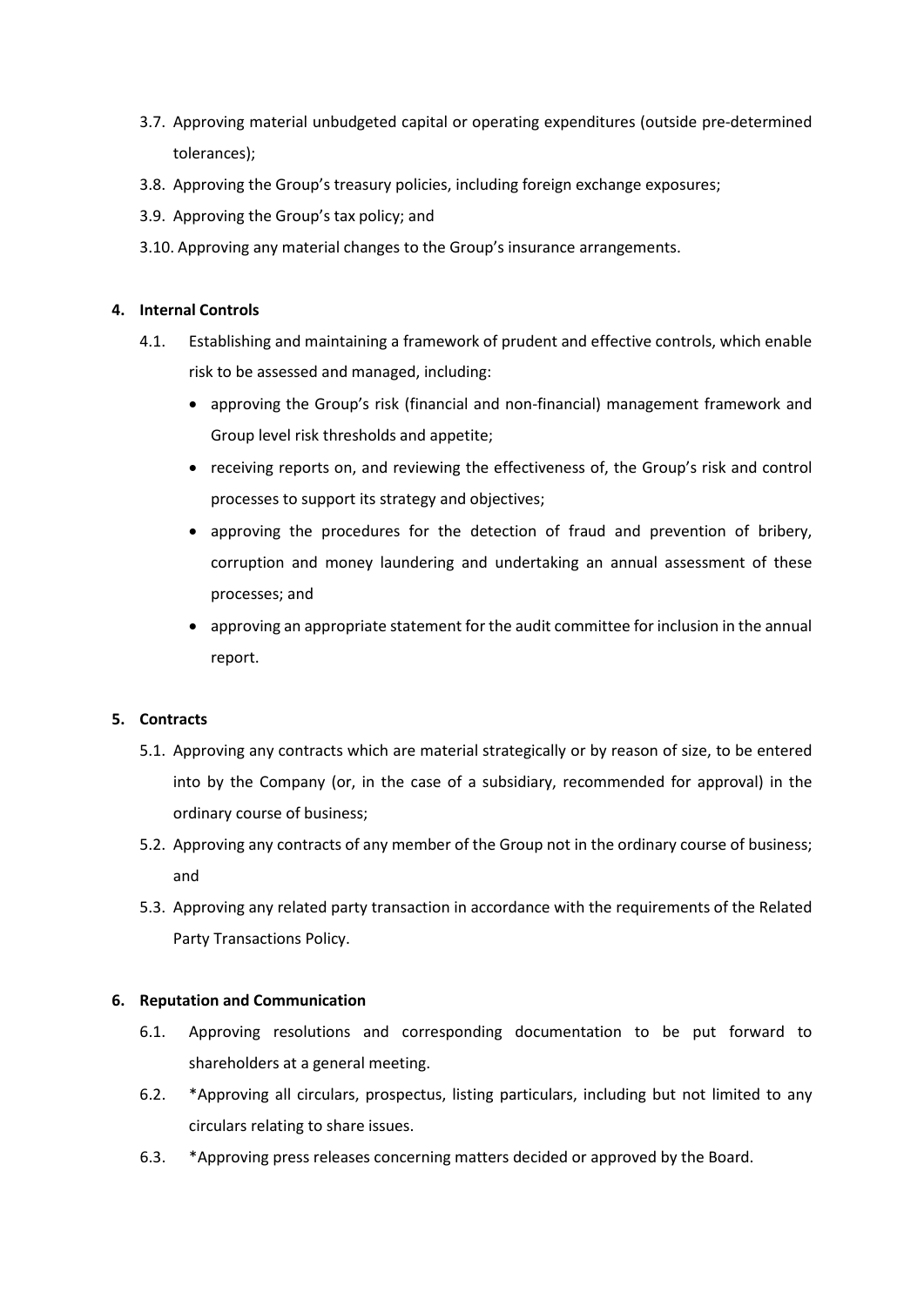3.7. Approving material unbudgeted capital or operating expenditures (outside pre-determined tolerances);

3.8. Approving the Group's treasury policies, including foreign exchange exposures;

3.9. Approving the Group's tax policy; and

3.10. Approving any material changes to the Group's insurance arrangements.

**4. Internal Controls**

4.1. Establishing and maintaining a framework of prudent and effective controls, which enable risk to be assessed and managed, including:

- approving the Group's risk (financial and non-financial) management framework and Group level risk thresholds and appetite;
- receiving reports on, and reviewing the effectiveness of, the Group's risk and control processes to support its strategy and objectives;
- approving the procedures for the detection of fraud and prevention of bribery, corruption and money laundering and undertaking an annual assessment of these processes; and
- approving an appropriate statement for the audit committee for inclusion in the annual report.

**5. Contracts**

5.1. Approving any contracts which are material strategically or by reason of size, to be entered into by the Company (or, in the case of a subsidiary, recommended for approval) in the ordinary course of business;

5.2. Approving any contracts of any member of the Group not in the ordinary course of business; and

5.3. Approving any related party transaction in accordance with the requirements of the Related Party Transactions Policy.

**6. Reputation and Communication**

6.1. Approving resolutions and corresponding documentation to be put forward to shareholders at a general meeting.

6.2. *Approving all circulars, prospectus, listing particulars, including but not limited to any circulars relating to share issues.

6.3. *Approving press releases concerning matters decided or approved by the Board.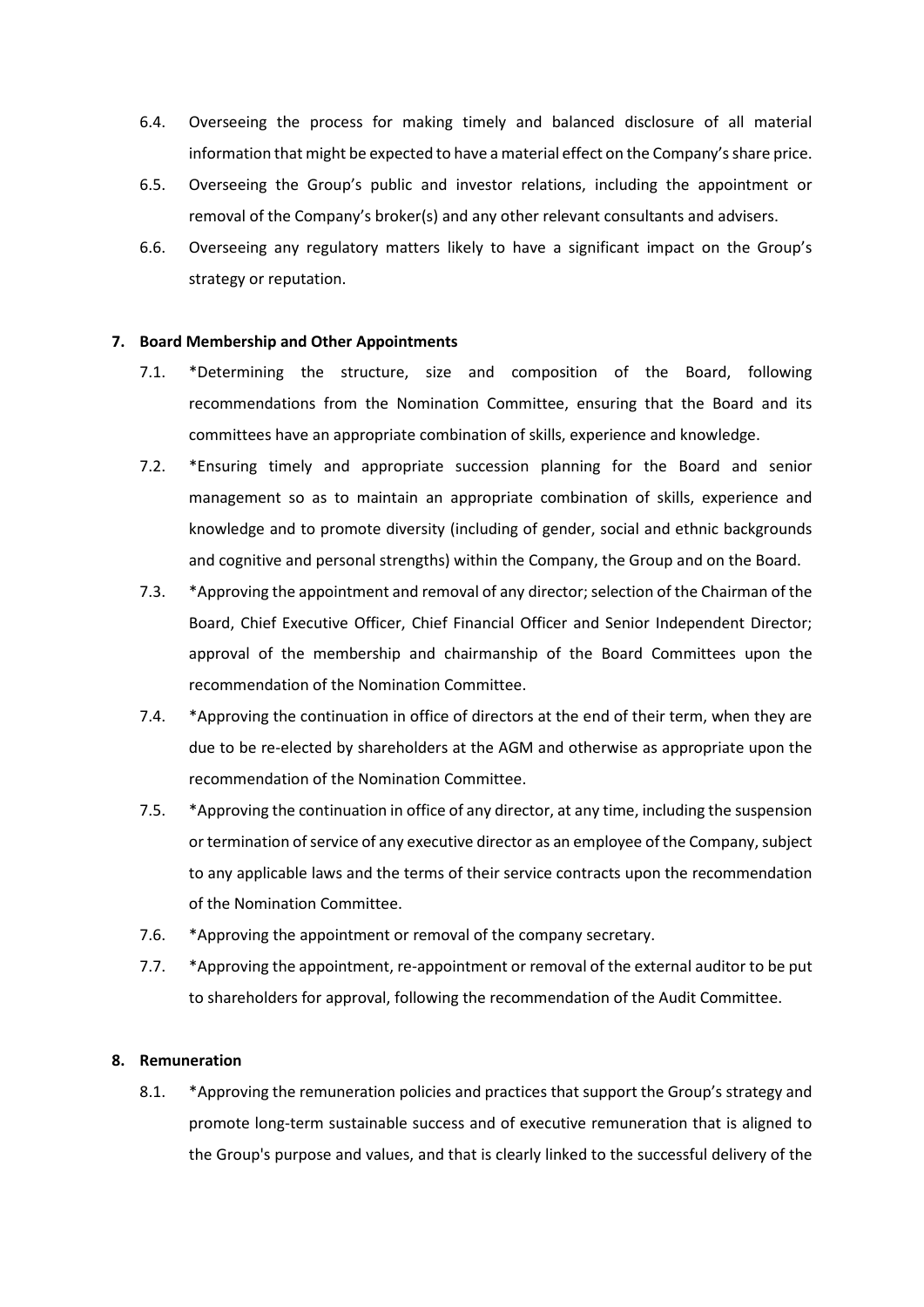6.4. Overseeing the process for making timely and balanced disclosure of all material information that might be expected to have a material effect on the Company's share price.

6.5. Overseeing the Group's public and investor relations, including the appointment or removal of the Company's broker(s) and any other relevant consultants and advisers.

6.6. Overseeing any regulatory matters likely to have a significant impact on the Group's strategy or reputation.

**7. Board Membership and Other Appointments**

7.1. *Determining the structure, size and composition of the Board, following recommendations from the Nomination Committee, ensuring that the Board and its committees have an appropriate combination of skills, experience and knowledge.

7.2. *Ensuring timely and appropriate succession planning for the Board and senior management so as to maintain an appropriate combination of skills, experience and knowledge and to promote diversity (including of gender, social and ethnic backgrounds and cognitive and personal strengths) within the Company, the Group and on the Board.

7.3. *Approving the appointment and removal of any director; selection of the Chairman of the Board, Chief Executive Officer, Chief Financial Officer and Senior Independent Director; approval of the membership and chairmanship of the Board Committees upon the recommendation of the Nomination Committee.

7.4. *Approving the continuation in office of directors at the end of their term, when they are due to be re-elected by shareholders at the AGM and otherwise as appropriate upon the recommendation of the Nomination Committee.

7.5. *Approving the continuation in office of any director, at any time, including the suspension or termination of service of any executive director as an employee of the Company, subject to any applicable laws and the terms of their service contracts upon the recommendation of the Nomination Committee.

7.6. *Approving the appointment or removal of the company secretary.

7.7. *Approving the appointment, re-appointment or removal of the external auditor to be put to shareholders for approval, following the recommendation of the Audit Committee.

**8. Remuneration**

8.1. *Approving the remuneration policies and practices that support the Group's strategy and promote long-term sustainable success and of executive remuneration that is aligned to the Group's purpose and values, and that is clearly linked to the successful delivery of the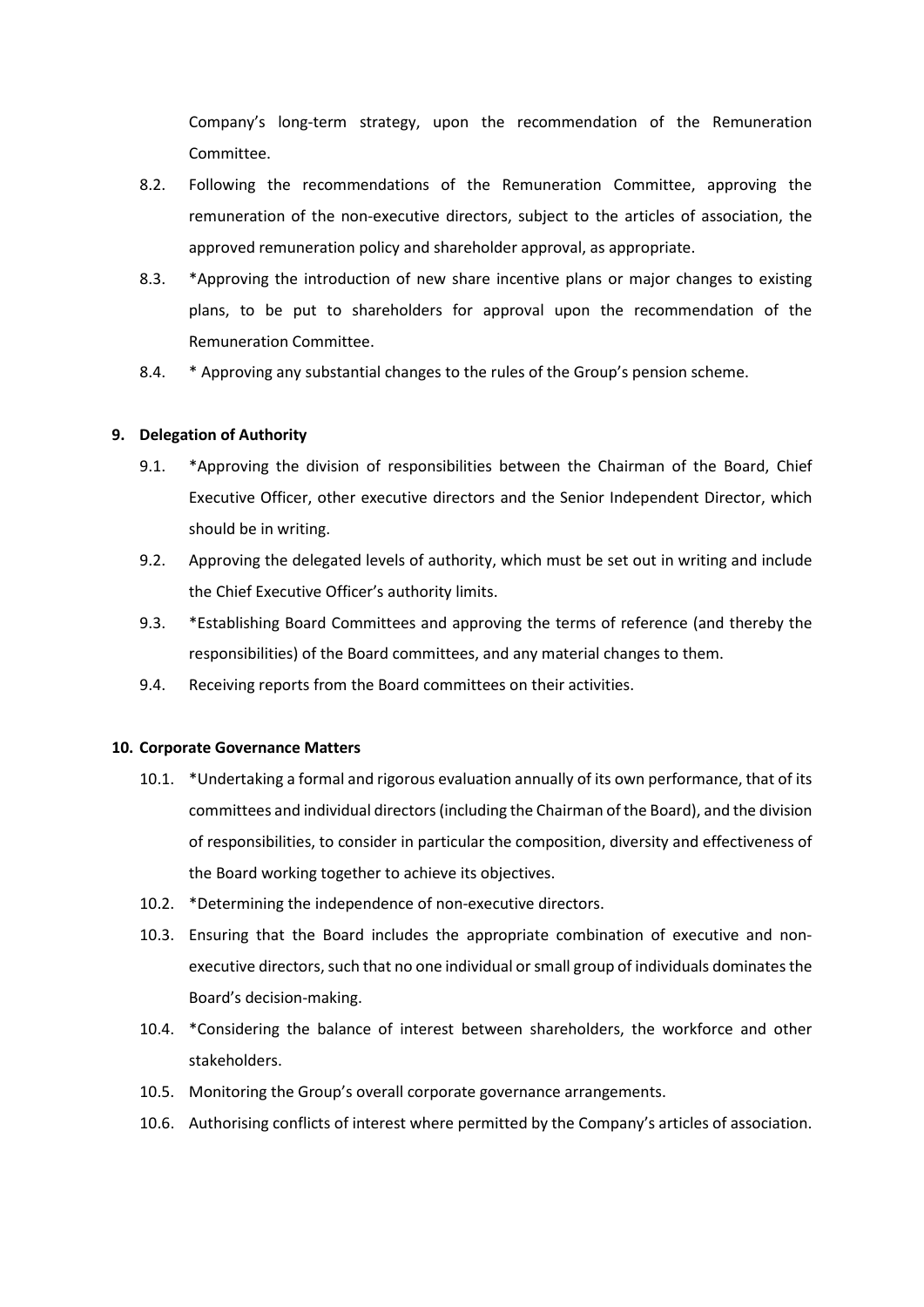Company's long-term strategy, upon the recommendation of the Remuneration Committee.

8.2. Following the recommendations of the Remuneration Committee, approving the remuneration of the non-executive directors, subject to the articles of association, the approved remuneration policy and shareholder approval, as appropriate.

8.3. *Approving the introduction of new share incentive plans or major changes to existing plans, to be put to shareholders for approval upon the recommendation of the Remuneration Committee.

8.4. * Approving any substantial changes to the rules of the Group's pension scheme.

**9. Delegation of Authority**

9.1. *Approving the division of responsibilities between the Chairman of the Board, Chief Executive Officer, other executive directors and the Senior Independent Director, which should be in writing.

9.2. Approving the delegated levels of authority, which must be set out in writing and include the Chief Executive Officer's authority limits.

9.3. *Establishing Board Committees and approving the terms of reference (and thereby the responsibilities) of the Board committees, and any material changes to them.

9.4. Receiving reports from the Board committees on their activities.

**10. Corporate Governance Matters**

10.1. *Undertaking a formal and rigorous evaluation annually of its own performance, that of its committees and individual directors (including the Chairman of the Board), and the division of responsibilities, to consider in particular the composition, diversity and effectiveness of the Board working together to achieve its objectives.

10.2. *Determining the independence of non-executive directors.

10.3. Ensuring that the Board includes the appropriate combination of executive and non-executive directors, such that no one individual or small group of individuals dominates the Board's decision-making.

10.4. *Considering the balance of interest between shareholders, the workforce and other stakeholders.

10.5. Monitoring the Group's overall corporate governance arrangements.

10.6. Authorising conflicts of interest where permitted by the Company's articles of association.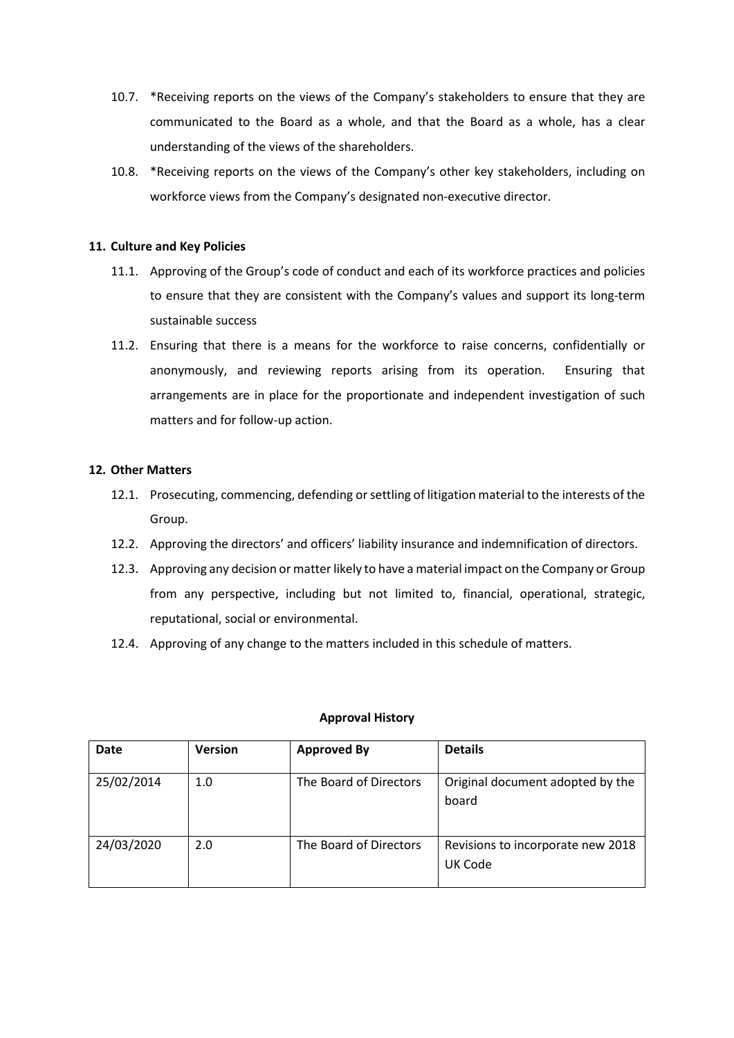10.7. *Receiving reports on the views of the Company's stakeholders to ensure that they are communicated to the Board as a whole, and that the Board as a whole, has a clear understanding of the views of the shareholders.

10.8. *Receiving reports on the views of the Company's other key stakeholders, including on workforce views from the Company's designated non-executive director.

**11. Culture and Key Policies**

11.1. Approving of the Group's code of conduct and each of its workforce practices and policies to ensure that they are consistent with the Company's values and support its long-term sustainable success

11.2. Ensuring that there is a means for the workforce to raise concerns, confidentially or anonymously, and reviewing reports arising from its operation. Ensuring that arrangements are in place for the proportionate and independent investigation of such matters and for follow-up action.

**12. Other Matters**

12.1. Prosecuting, commencing, defending or settling of litigation material to the interests of the Group.

12.2. Approving the directors' and officers' liability insurance and indemnification of directors.

12.3. Approving any decision or matter likely to have a material impact on the Company or Group from any perspective, including but not limited to, financial, operational, strategic, reputational, social or environmental.

12.4. Approving of any change to the matters included in this schedule of matters.

**Approval History**

| Date | Version | Approved By | Details |
|---|---|---|---|
| 25/02/2014 | 1.0 | The Board of Directors | Original document adopted by the board |
| 24/03/2020 | 2.0 | The Board of Directors | Revisions to incorporate new 2018 UK Code |